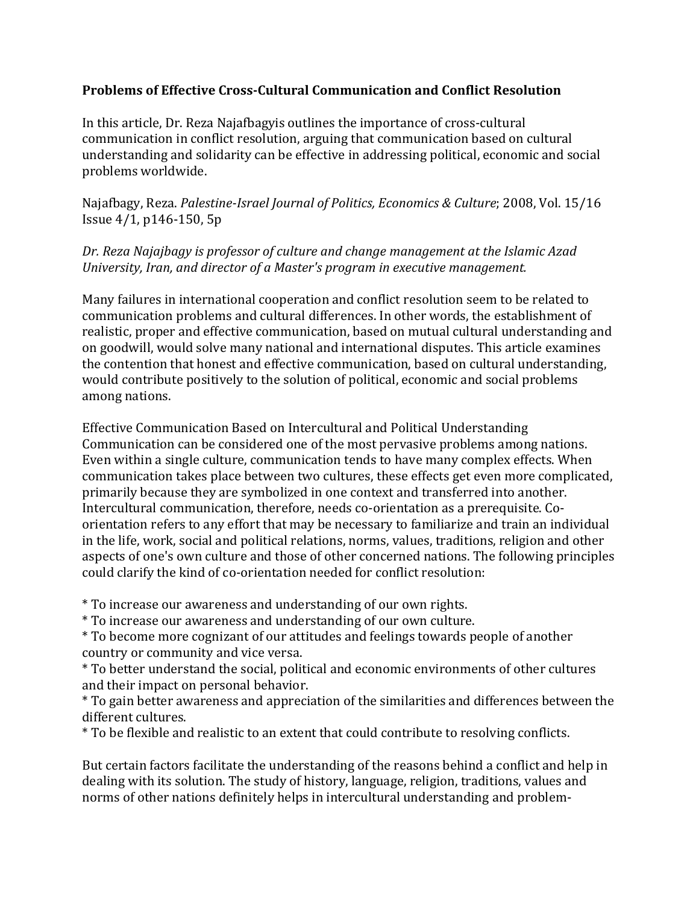**Problems of Effective Cross-Cultural Communication and Conflict Resolution**

In this article, Dr. Reza Najafbagyis outlines the importance of cross-cultural communication in conflict resolution, arguing that communication based on cultural understanding and solidarity can be effective in addressing political, economic and social problems worldwide.

Najafbagy, Reza. *Palestine-Israel Journal of Politics, Economics & Culture*; 2008, Vol. 15/16 Issue 4/1, p146-150, 5p

*Dr. Reza Najajbagy is professor of culture and change management at the Islamic Azad University, Iran, and director of a Master's program in executive management.*

Many failures in international cooperation and conflict resolution seem to be related to communication problems and cultural differences. In other words, the establishment of realistic, proper and effective communication, based on mutual cultural understanding and on goodwill, would solve many national and international disputes. This article examines the contention that honest and effective communication, based on cultural understanding, would contribute positively to the solution of political, economic and social problems among nations.

Effective Communication Based on Intercultural and Political Understanding
Communication can be considered one of the most pervasive problems among nations. Even within a single culture, communication tends to have many complex effects. When communication takes place between two cultures, these effects get even more complicated, primarily because they are symbolized in one context and transferred into another. Intercultural communication, therefore, needs co-orientation as a prerequisite. Co-orientation refers to any effort that may be necessary to familiarize and train an individual in the life, work, social and political relations, norms, values, traditions, religion and other aspects of one's own culture and those of other concerned nations. The following principles could clarify the kind of co-orientation needed for conflict resolution:

* To increase our awareness and understanding of our own rights.
* To increase our awareness and understanding of our own culture.
* To become more cognizant of our attitudes and feelings towards people of another country or community and vice versa.
* To better understand the social, political and economic environments of other cultures and their impact on personal behavior.
* To gain better awareness and appreciation of the similarities and differences between the different cultures.
* To be flexible and realistic to an extent that could contribute to resolving conflicts.

But certain factors facilitate the understanding of the reasons behind a conflict and help in dealing with its solution. The study of history, language, religion, traditions, values and norms of other nations definitely helps in intercultural understanding and problem-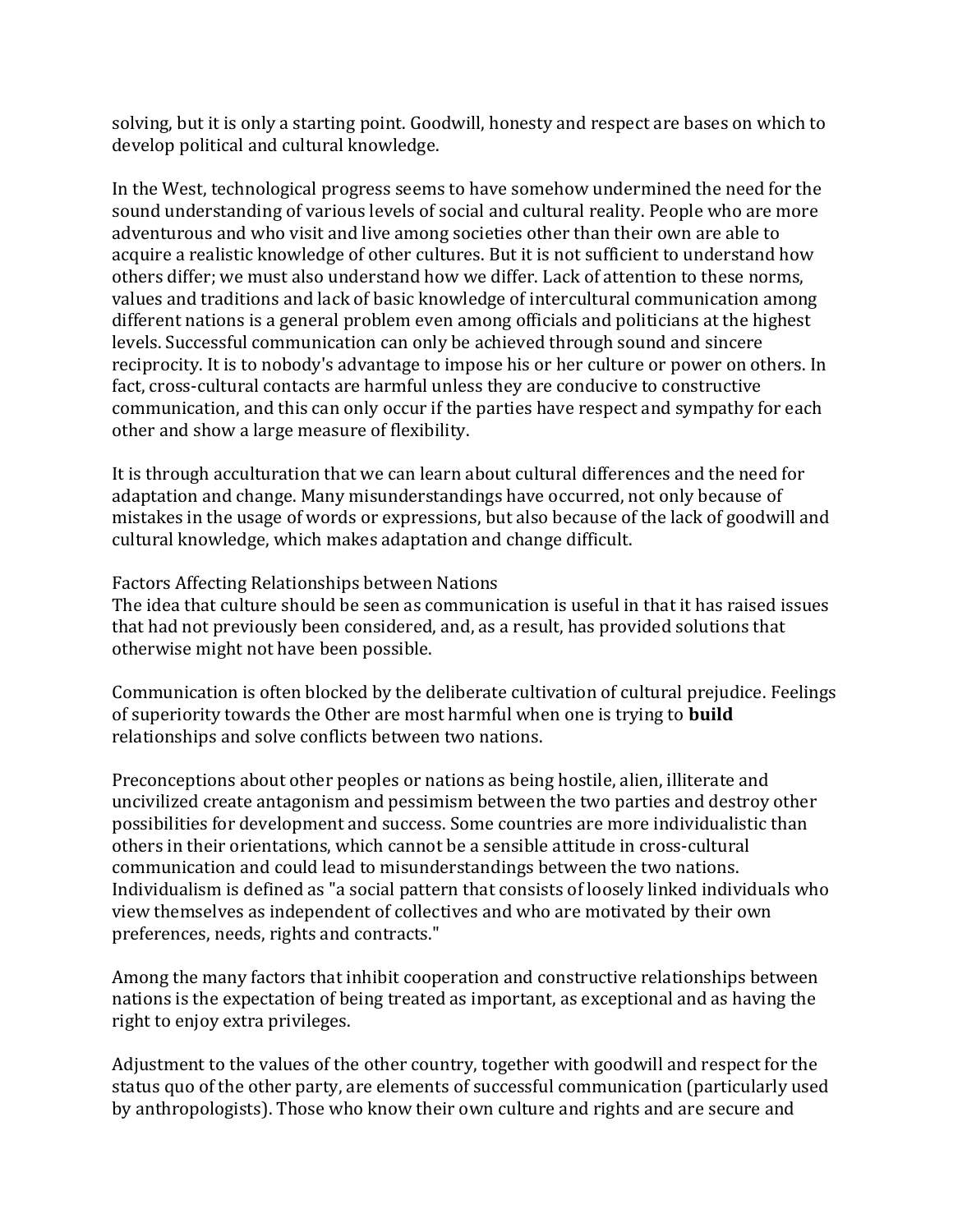solving, but it is only a starting point. Goodwill, honesty and respect are bases on which to develop political and cultural knowledge.

In the West, technological progress seems to have somehow undermined the need for the sound understanding of various levels of social and cultural reality. People who are more adventurous and who visit and live among societies other than their own are able to acquire a realistic knowledge of other cultures. But it is not sufficient to understand how others differ; we must also understand how we differ. Lack of attention to these norms, values and traditions and lack of basic knowledge of intercultural communication among different nations is a general problem even among officials and politicians at the highest levels. Successful communication can only be achieved through sound and sincere reciprocity. It is to nobody's advantage to impose his or her culture or power on others. In fact, cross-cultural contacts are harmful unless they are conducive to constructive communication, and this can only occur if the parties have respect and sympathy for each other and show a large measure of flexibility.

It is through acculturation that we can learn about cultural differences and the need for adaptation and change. Many misunderstandings have occurred, not only because of mistakes in the usage of words or expressions, but also because of the lack of goodwill and cultural knowledge, which makes adaptation and change difficult.

## Factors Affecting Relationships between Nations

The idea that culture should be seen as communication is useful in that it has raised issues that had not previously been considered, and, as a result, has provided solutions that otherwise might not have been possible.

Communication is often blocked by the deliberate cultivation of cultural prejudice. Feelings of superiority towards the Other are most harmful when one is trying to **build** relationships and solve conflicts between two nations.

Preconceptions about other peoples or nations as being hostile, alien, illiterate and uncivilized create antagonism and pessimism between the two parties and destroy other possibilities for development and success. Some countries are more individualistic than others in their orientations, which cannot be a sensible attitude in cross-cultural communication and could lead to misunderstandings between the two nations. Individualism is defined as "a social pattern that consists of loosely linked individuals who view themselves as independent of collectives and who are motivated by their own preferences, needs, rights and contracts."

Among the many factors that inhibit cooperation and constructive relationships between nations is the expectation of being treated as important, as exceptional and as having the right to enjoy extra privileges.

Adjustment to the values of the other country, together with goodwill and respect for the status quo of the other party, are elements of successful communication (particularly used by anthropologists). Those who know their own culture and rights and are secure and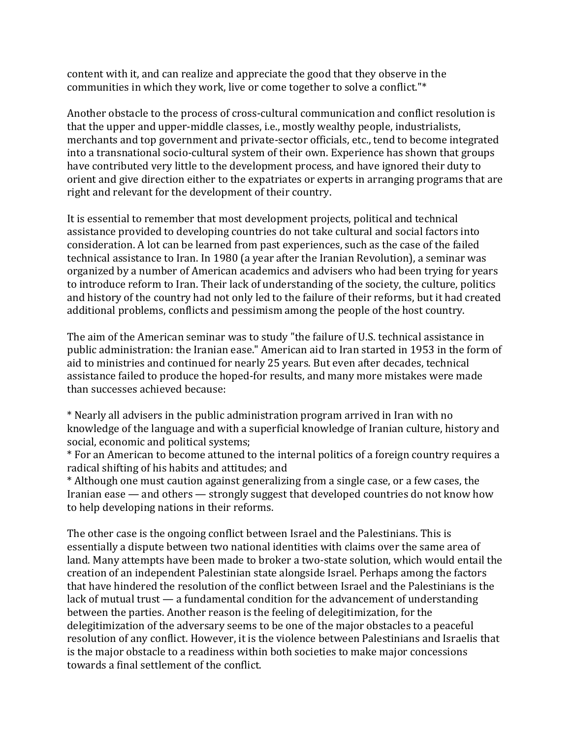content with it, and can realize and appreciate the good that they observe in the communities in which they work, live or come together to solve a conflict."*

Another obstacle to the process of cross-cultural communication and conflict resolution is that the upper and upper-middle classes, i.e., mostly wealthy people, industrialists, merchants and top government and private-sector officials, etc., tend to become integrated into a transnational socio-cultural system of their own. Experience has shown that groups have contributed very little to the development process, and have ignored their duty to orient and give direction either to the expatriates or experts in arranging programs that are right and relevant for the development of their country.

It is essential to remember that most development projects, political and technical assistance provided to developing countries do not take cultural and social factors into consideration. A lot can be learned from past experiences, such as the case of the failed technical assistance to Iran. In 1980 (a year after the Iranian Revolution), a seminar was organized by a number of American academics and advisers who had been trying for years to introduce reform to Iran. Their lack of understanding of the society, the culture, politics and history of the country had not only led to the failure of their reforms, but it had created additional problems, conflicts and pessimism among the people of the host country.

The aim of the American seminar was to study "the failure of U.S. technical assistance in public administration: the Iranian ease." American aid to Iran started in 1953 in the form of aid to ministries and continued for nearly 25 years. But even after decades, technical assistance failed to produce the hoped-for results, and many more mistakes were made than successes achieved because:

* Nearly all advisers in the public administration program arrived in Iran with no knowledge of the language and with a superficial knowledge of Iranian culture, history and social, economic and political systems;
* For an American to become attuned to the internal politics of a foreign country requires a radical shifting of his habits and attitudes; and
* Although one must caution against generalizing from a single case, or a few cases, the Iranian ease — and others — strongly suggest that developed countries do not know how to help developing nations in their reforms.

The other case is the ongoing conflict between Israel and the Palestinians. This is essentially a dispute between two national identities with claims over the same area of land. Many attempts have been made to broker a two-state solution, which would entail the creation of an independent Palestinian state alongside Israel. Perhaps among the factors that have hindered the resolution of the conflict between Israel and the Palestinians is the lack of mutual trust — a fundamental condition for the advancement of understanding between the parties. Another reason is the feeling of delegitimization, for the delegitimization of the adversary seems to be one of the major obstacles to a peaceful resolution of any conflict. However, it is the violence between Palestinians and Israelis that is the major obstacle to a readiness within both societies to make major concessions towards a final settlement of the conflict.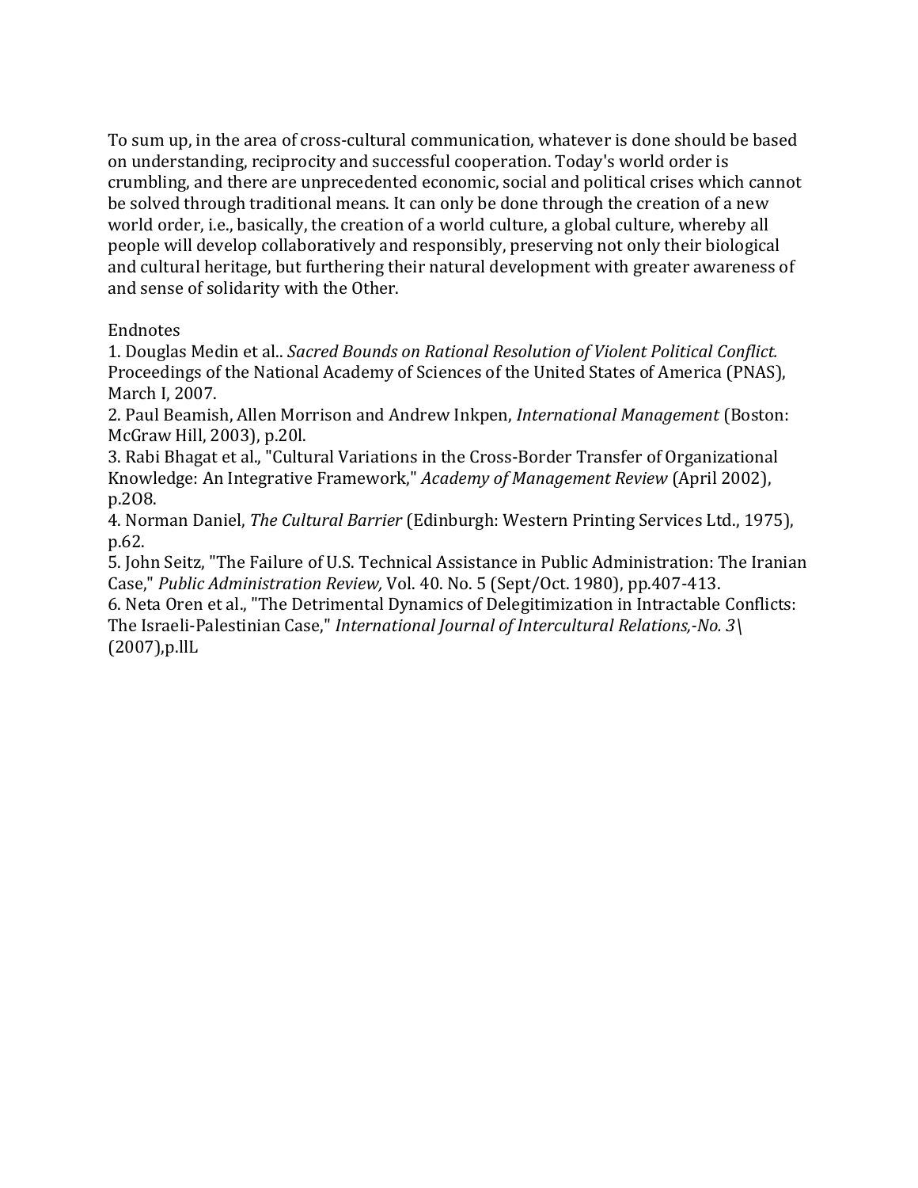To sum up, in the area of cross-cultural communication, whatever is done should be based on understanding, reciprocity and successful cooperation. Today's world order is crumbling, and there are unprecedented economic, social and political crises which cannot be solved through traditional means. It can only be done through the creation of a new world order, i.e., basically, the creation of a world culture, a global culture, whereby all people will develop collaboratively and responsibly, preserving not only their biological and cultural heritage, but furthering their natural development with greater awareness of and sense of solidarity with the Other.

Endnotes

1. Douglas Medin et al.. *Sacred Bounds on Rational Resolution of Violent Political Conflict.* Proceedings of the National Academy of Sciences of the United States of America (PNAS), March I, 2007.
2. Paul Beamish, Allen Morrison and Andrew Inkpen, *International Management* (Boston: McGraw Hill, 2003), p.20l.
3. Rabi Bhagat et al., "Cultural Variations in the Cross-Border Transfer of Organizational Knowledge: An Integrative Framework," *Academy of Management Review* (April 2002), p.2O8.
4. Norman Daniel, *The Cultural Barrier* (Edinburgh: Western Printing Services Ltd., 1975), p.62.
5. John Seitz, "The Failure of U.S. Technical Assistance in Public Administration: The Iranian Case," *Public Administration Review,* Vol. 40. No. 5 (Sept/Oct. 1980), pp.407-413.
6. Neta Oren et al., "The Detrimental Dynamics of Delegitimization in Intractable Conflicts: The Israeli-Palestinian Case," *International Journal of Intercultural Relations,-No. 3\* (2007),p.llL